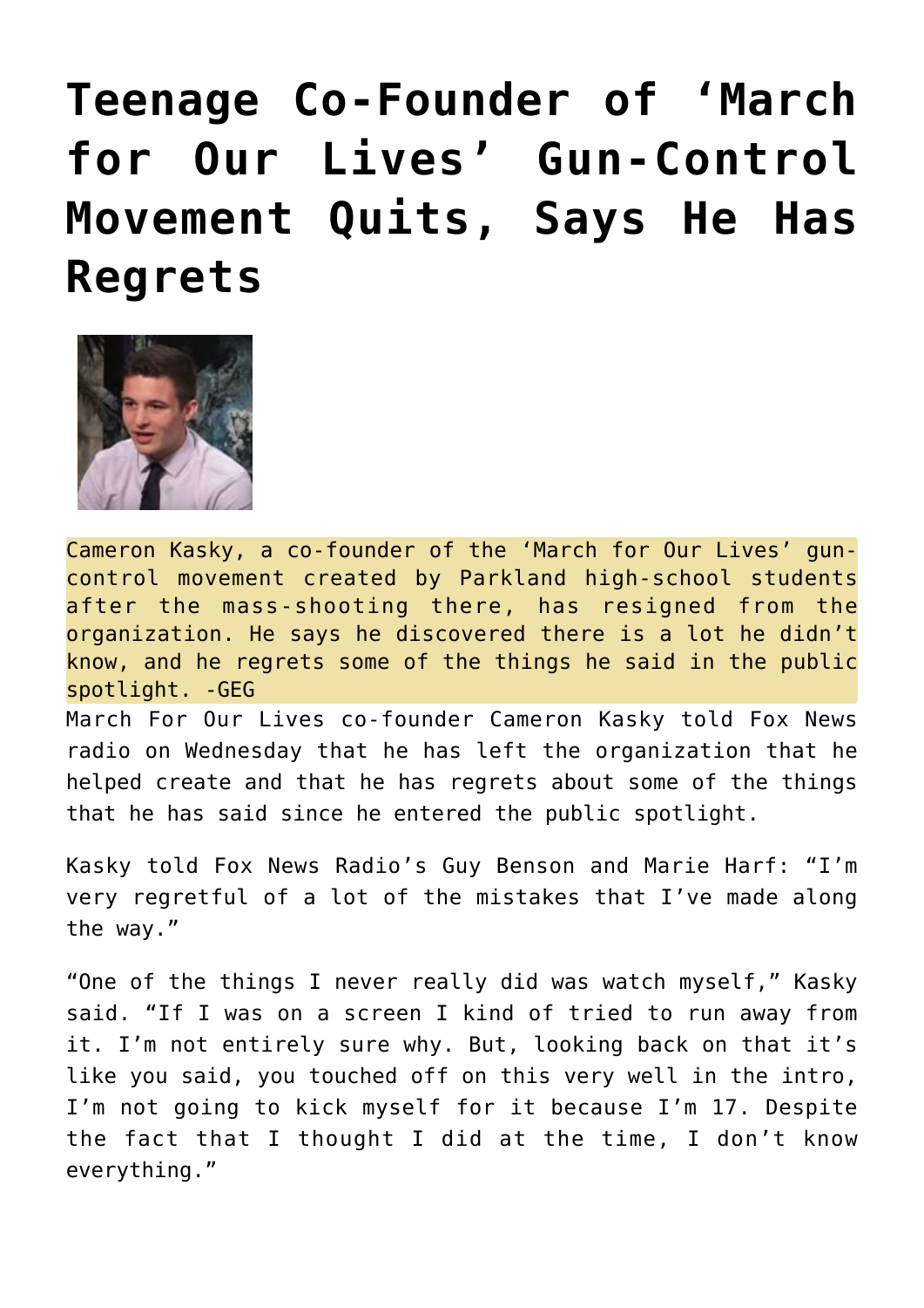# Teenage Co-Founder of 'March for Our Lives' Gun-Control Movement Quits, Says He Has Regrets

Cameron Kasky, a co-founder of the 'March for Our Lives' gun-control movement created by Parkland high-school students after the mass-shooting there, has resigned from the organization. He says he discovered there is a lot he didn't know, and he regrets some of the things he said in the public spotlight. -GEG

March For Our Lives co-founder Cameron Kasky told Fox News radio on Wednesday that he has left the organization that he helped create and that he has regrets about some of the things that he has said since he entered the public spotlight.

Kasky told Fox News Radio's Guy Benson and Marie Harf: "I'm very regretful of a lot of the mistakes that I've made along the way."

"One of the things I never really did was watch myself," Kasky said. "If I was on a screen I kind of tried to run away from it. I'm not entirely sure why. But, looking back on that it's like you said, you touched off on this very well in the intro, I'm not going to kick myself for it because I'm 17. Despite the fact that I thought I did at the time, I don't know everything."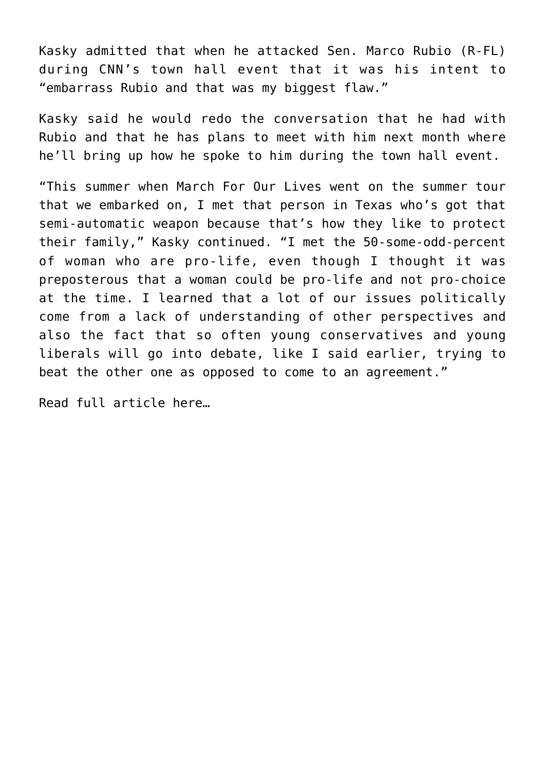Kasky admitted that when he attacked Sen. Marco Rubio (R-FL) during CNN's town hall event that it was his intent to "embarrass Rubio and that was my biggest flaw."

Kasky said he would redo the conversation that he had with Rubio and that he has plans to meet with him next month where he'll bring up how he spoke to him during the town hall event.

"This summer when March For Our Lives went on the summer tour that we embarked on, I met that person in Texas who's got that semi-automatic weapon because that's how they like to protect their family," Kasky continued. "I met the 50-some-odd-percent of woman who are pro-life, even though I thought it was preposterous that a woman could be pro-life and not pro-choice at the time. I learned that a lot of our issues politically come from a lack of understanding of other perspectives and also the fact that so often young conservatives and young liberals will go into debate, like I said earlier, trying to beat the other one as opposed to come to an agreement."

Read full article here…